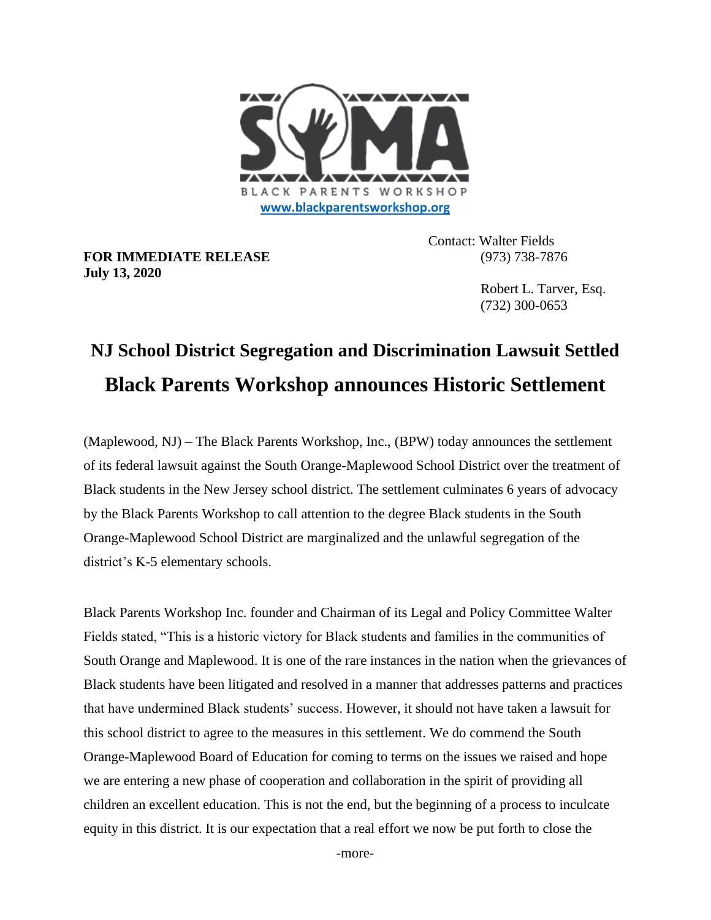SOMA BLACK PARENTS WORKSHOP
www.blackparentsworkshop.org

**FOR IMMEDIATE RELEASE**
**July 13, 2020**

Contact: Walter Fields
(973) 738-7876

Robert L. Tarver, Esq.
(732) 300-0653

# NJ School District Segregation and Discrimination Lawsuit Settled

# Black Parents Workshop announces Historic Settlement

(Maplewood, NJ) – The Black Parents Workshop, Inc., (BPW) today announces the settlement of its federal lawsuit against the South Orange-Maplewood School District over the treatment of Black students in the New Jersey school district. The settlement culminates 6 years of advocacy by the Black Parents Workshop to call attention to the degree Black students in the South Orange-Maplewood School District are marginalized and the unlawful segregation of the district's K-5 elementary schools.

Black Parents Workshop Inc. founder and Chairman of its Legal and Policy Committee Walter Fields stated, "This is a historic victory for Black students and families in the communities of South Orange and Maplewood. It is one of the rare instances in the nation when the grievances of Black students have been litigated and resolved in a manner that addresses patterns and practices that have undermined Black students' success. However, it should not have taken a lawsuit for this school district to agree to the measures in this settlement. We do commend the South Orange-Maplewood Board of Education for coming to terms on the issues we raised and hope we are entering a new phase of cooperation and collaboration in the spirit of providing all children an excellent education. This is not the end, but the beginning of a process to inculcate equity in this district. It is our expectation that a real effort we now be put forth to close the

-more-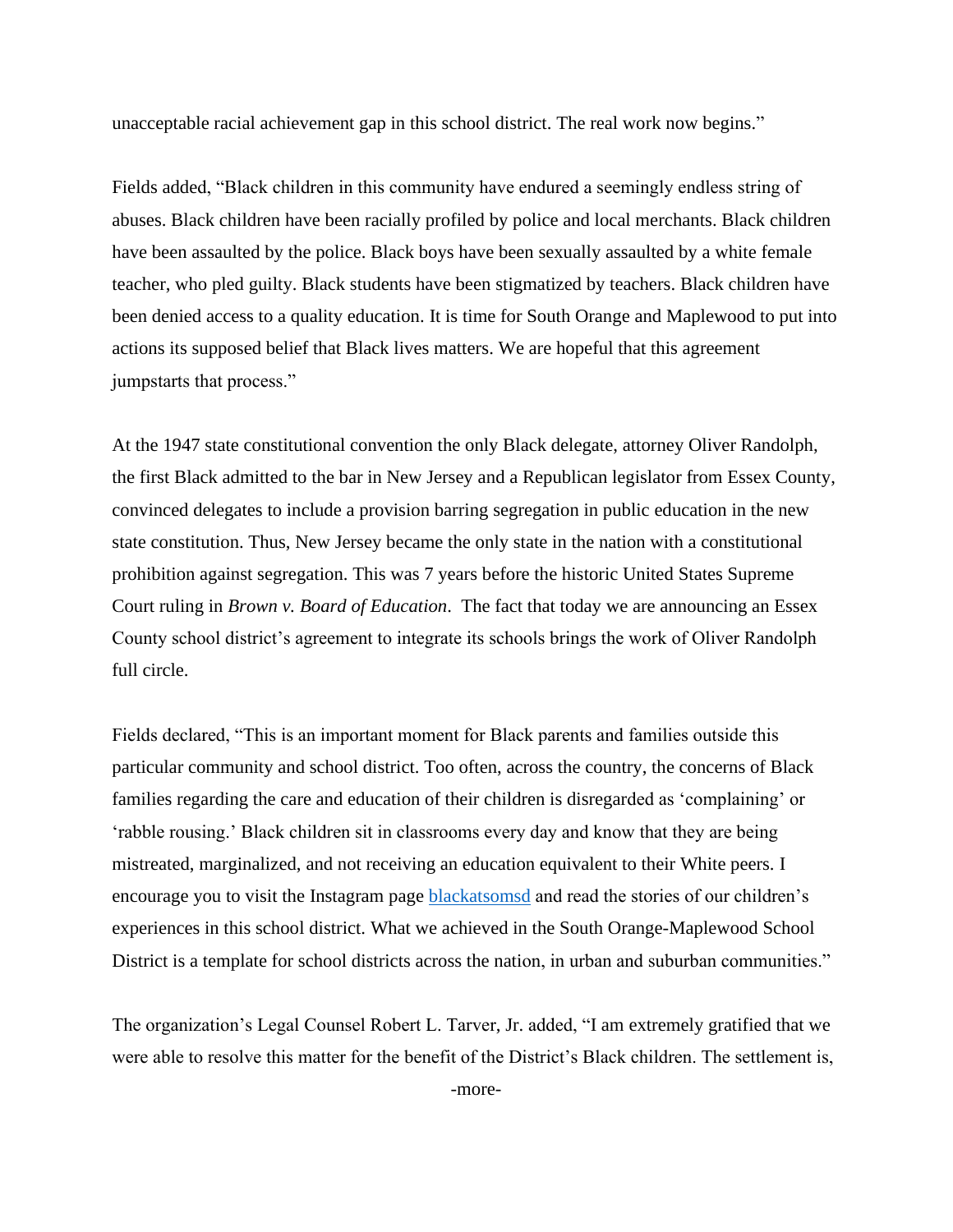unacceptable racial achievement gap in this school district. The real work now begins."

Fields added, "Black children in this community have endured a seemingly endless string of abuses. Black children have been racially profiled by police and local merchants. Black children have been assaulted by the police. Black boys have been sexually assaulted by a white female teacher, who pled guilty. Black students have been stigmatized by teachers. Black children have been denied access to a quality education. It is time for South Orange and Maplewood to put into actions its supposed belief that Black lives matters. We are hopeful that this agreement jumpstarts that process."

At the 1947 state constitutional convention the only Black delegate, attorney Oliver Randolph, the first Black admitted to the bar in New Jersey and a Republican legislator from Essex County, convinced delegates to include a provision barring segregation in public education in the new state constitution. Thus, New Jersey became the only state in the nation with a constitutional prohibition against segregation. This was 7 years before the historic United States Supreme Court ruling in *Brown v. Board of Education*. The fact that today we are announcing an Essex County school district's agreement to integrate its schools brings the work of Oliver Randolph full circle.

Fields declared, "This is an important moment for Black parents and families outside this particular community and school district. Too often, across the country, the concerns of Black families regarding the care and education of their children is disregarded as 'complaining' or 'rabble rousing.' Black children sit in classrooms every day and know that they are being mistreated, marginalized, and not receiving an education equivalent to their White peers. I encourage you to visit the Instagram page [blackatsomsd](blackatsomsd) and read the stories of our children's experiences in this school district. What we achieved in the South Orange-Maplewood School District is a template for school districts across the nation, in urban and suburban communities."

The organization's Legal Counsel Robert L. Tarver, Jr. added, "I am extremely gratified that we were able to resolve this matter for the benefit of the District's Black children. The settlement is,

-more-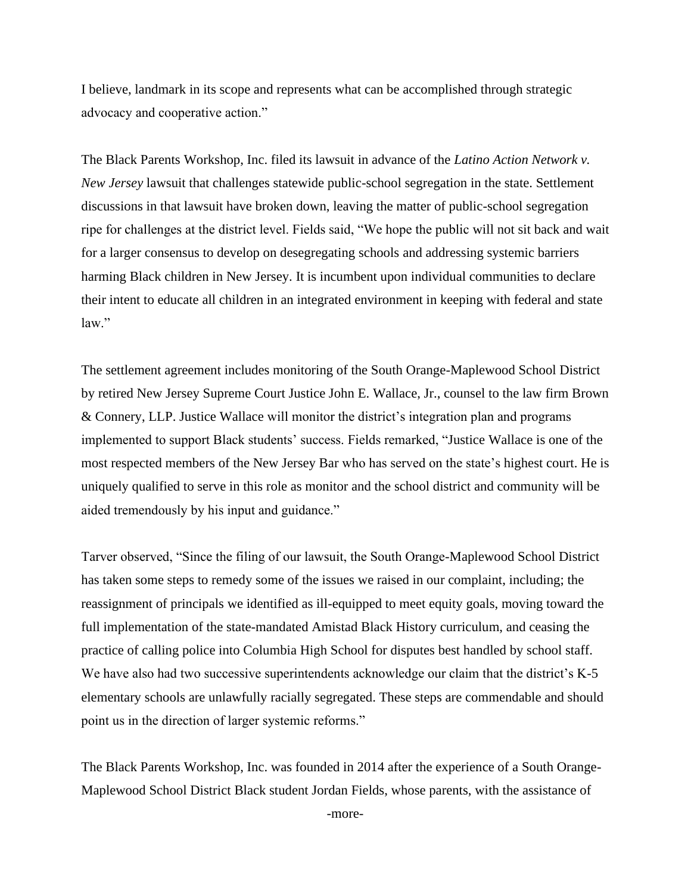I believe, landmark in its scope and represents what can be accomplished through strategic advocacy and cooperative action."

The Black Parents Workshop, Inc. filed its lawsuit in advance of the *Latino Action Network v. New Jersey* lawsuit that challenges statewide public-school segregation in the state. Settlement discussions in that lawsuit have broken down, leaving the matter of public-school segregation ripe for challenges at the district level. Fields said, "We hope the public will not sit back and wait for a larger consensus to develop on desegregating schools and addressing systemic barriers harming Black children in New Jersey. It is incumbent upon individual communities to declare their intent to educate all children in an integrated environment in keeping with federal and state law."

The settlement agreement includes monitoring of the South Orange-Maplewood School District by retired New Jersey Supreme Court Justice John E. Wallace, Jr., counsel to the law firm Brown & Connery, LLP. Justice Wallace will monitor the district's integration plan and programs implemented to support Black students' success. Fields remarked, "Justice Wallace is one of the most respected members of the New Jersey Bar who has served on the state's highest court. He is uniquely qualified to serve in this role as monitor and the school district and community will be aided tremendously by his input and guidance."

Tarver observed, "Since the filing of our lawsuit, the South Orange-Maplewood School District has taken some steps to remedy some of the issues we raised in our complaint, including; the reassignment of principals we identified as ill-equipped to meet equity goals, moving toward the full implementation of the state-mandated Amistad Black History curriculum, and ceasing the practice of calling police into Columbia High School for disputes best handled by school staff. We have also had two successive superintendents acknowledge our claim that the district's K-5 elementary schools are unlawfully racially segregated. These steps are commendable and should point us in the direction of larger systemic reforms."

The Black Parents Workshop, Inc. was founded in 2014 after the experience of a South Orange-Maplewood School District Black student Jordan Fields, whose parents, with the assistance of

-more-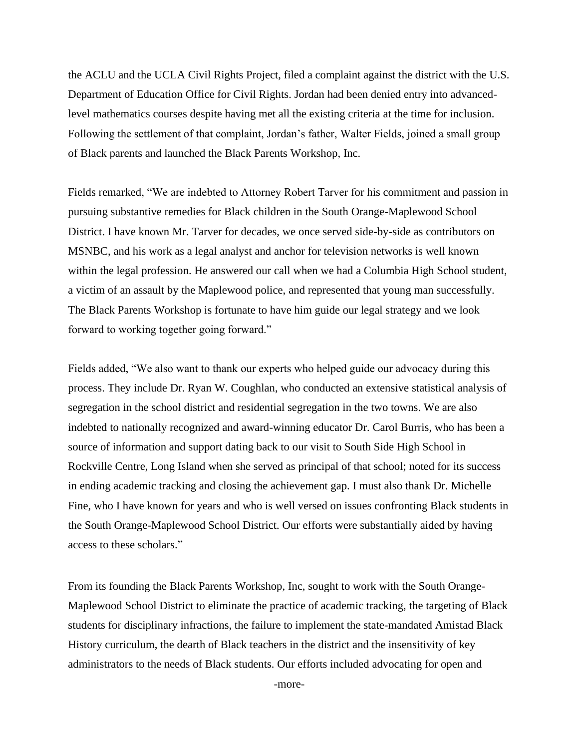the ACLU and the UCLA Civil Rights Project, filed a complaint against the district with the U.S. Department of Education Office for Civil Rights. Jordan had been denied entry into advanced-level mathematics courses despite having met all the existing criteria at the time for inclusion. Following the settlement of that complaint, Jordan's father, Walter Fields, joined a small group of Black parents and launched the Black Parents Workshop, Inc.

Fields remarked, "We are indebted to Attorney Robert Tarver for his commitment and passion in pursuing substantive remedies for Black children in the South Orange-Maplewood School District. I have known Mr. Tarver for decades, we once served side-by-side as contributors on MSNBC, and his work as a legal analyst and anchor for television networks is well known within the legal profession. He answered our call when we had a Columbia High School student, a victim of an assault by the Maplewood police, and represented that young man successfully. The Black Parents Workshop is fortunate to have him guide our legal strategy and we look forward to working together going forward."

Fields added, "We also want to thank our experts who helped guide our advocacy during this process. They include Dr. Ryan W. Coughlan, who conducted an extensive statistical analysis of segregation in the school district and residential segregation in the two towns. We are also indebted to nationally recognized and award-winning educator Dr. Carol Burris, who has been a source of information and support dating back to our visit to South Side High School in Rockville Centre, Long Island when she served as principal of that school; noted for its success in ending academic tracking and closing the achievement gap. I must also thank Dr. Michelle Fine, who I have known for years and who is well versed on issues confronting Black students in the South Orange-Maplewood School District. Our efforts were substantially aided by having access to these scholars."

From its founding the Black Parents Workshop, Inc, sought to work with the South Orange-Maplewood School District to eliminate the practice of academic tracking, the targeting of Black students for disciplinary infractions, the failure to implement the state-mandated Amistad Black History curriculum, the dearth of Black teachers in the district and the insensitivity of key administrators to the needs of Black students. Our efforts included advocating for open and

-more-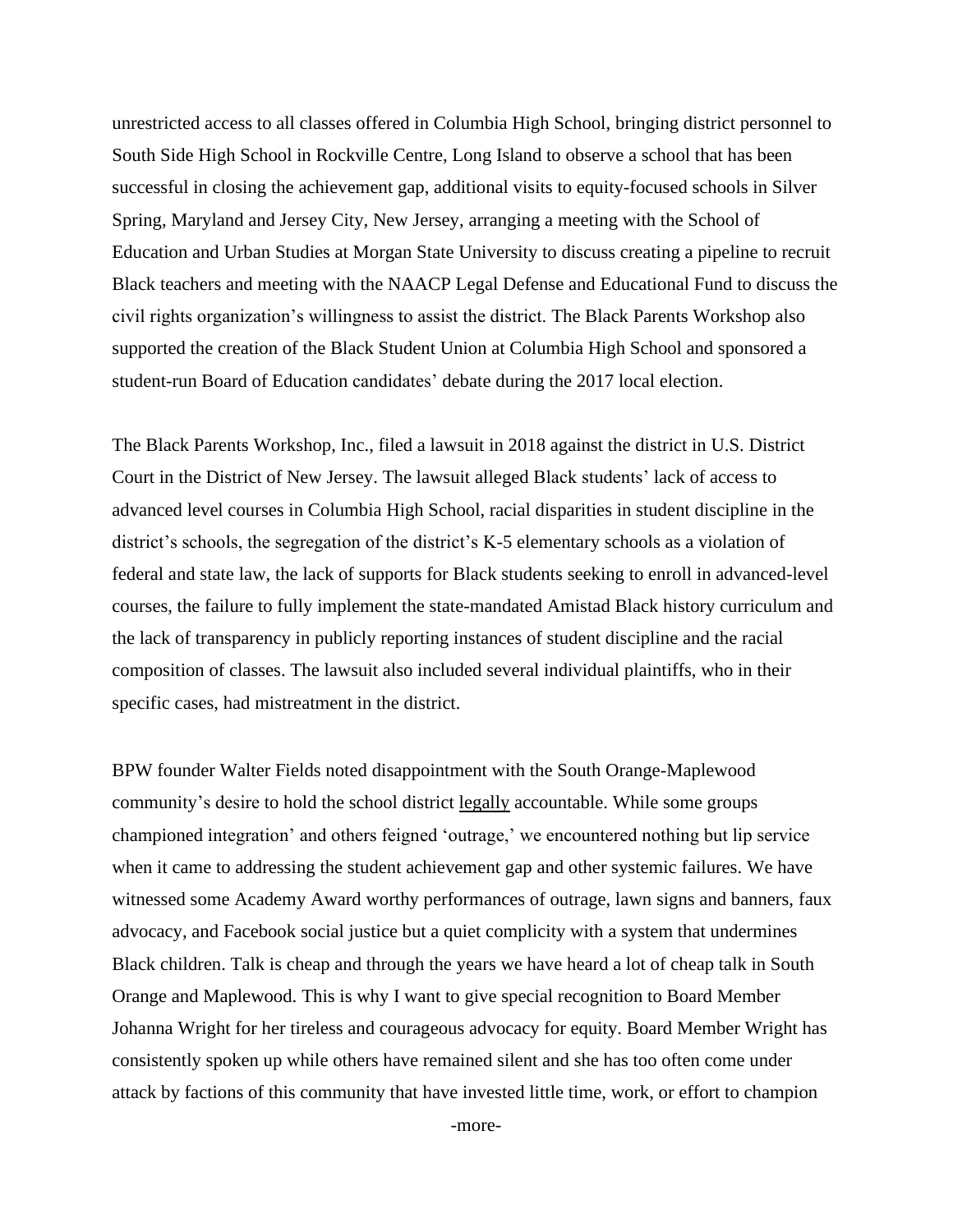unrestricted access to all classes offered in Columbia High School, bringing district personnel to South Side High School in Rockville Centre, Long Island to observe a school that has been successful in closing the achievement gap, additional visits to equity-focused schools in Silver Spring, Maryland and Jersey City, New Jersey, arranging a meeting with the School of Education and Urban Studies at Morgan State University to discuss creating a pipeline to recruit Black teachers and meeting with the NAACP Legal Defense and Educational Fund to discuss the civil rights organization's willingness to assist the district. The Black Parents Workshop also supported the creation of the Black Student Union at Columbia High School and sponsored a student-run Board of Education candidates' debate during the 2017 local election.

The Black Parents Workshop, Inc., filed a lawsuit in 2018 against the district in U.S. District Court in the District of New Jersey. The lawsuit alleged Black students' lack of access to advanced level courses in Columbia High School, racial disparities in student discipline in the district's schools, the segregation of the district's K-5 elementary schools as a violation of federal and state law, the lack of supports for Black students seeking to enroll in advanced-level courses, the failure to fully implement the state-mandated Amistad Black history curriculum and the lack of transparency in publicly reporting instances of student discipline and the racial composition of classes. The lawsuit also included several individual plaintiffs, who in their specific cases, had mistreatment in the district.

BPW founder Walter Fields noted disappointment with the South Orange-Maplewood community's desire to hold the school district <u>legally</u> accountable. While some groups championed integration' and others feigned 'outrage,' we encountered nothing but lip service when it came to addressing the student achievement gap and other systemic failures. We have witnessed some Academy Award worthy performances of outrage, lawn signs and banners, faux advocacy, and Facebook social justice but a quiet complicity with a system that undermines Black children. Talk is cheap and through the years we have heard a lot of cheap talk in South Orange and Maplewood. This is why I want to give special recognition to Board Member Johanna Wright for her tireless and courageous advocacy for equity. Board Member Wright has consistently spoken up while others have remained silent and she has too often come under attack by factions of this community that have invested little time, work, or effort to champion

-more-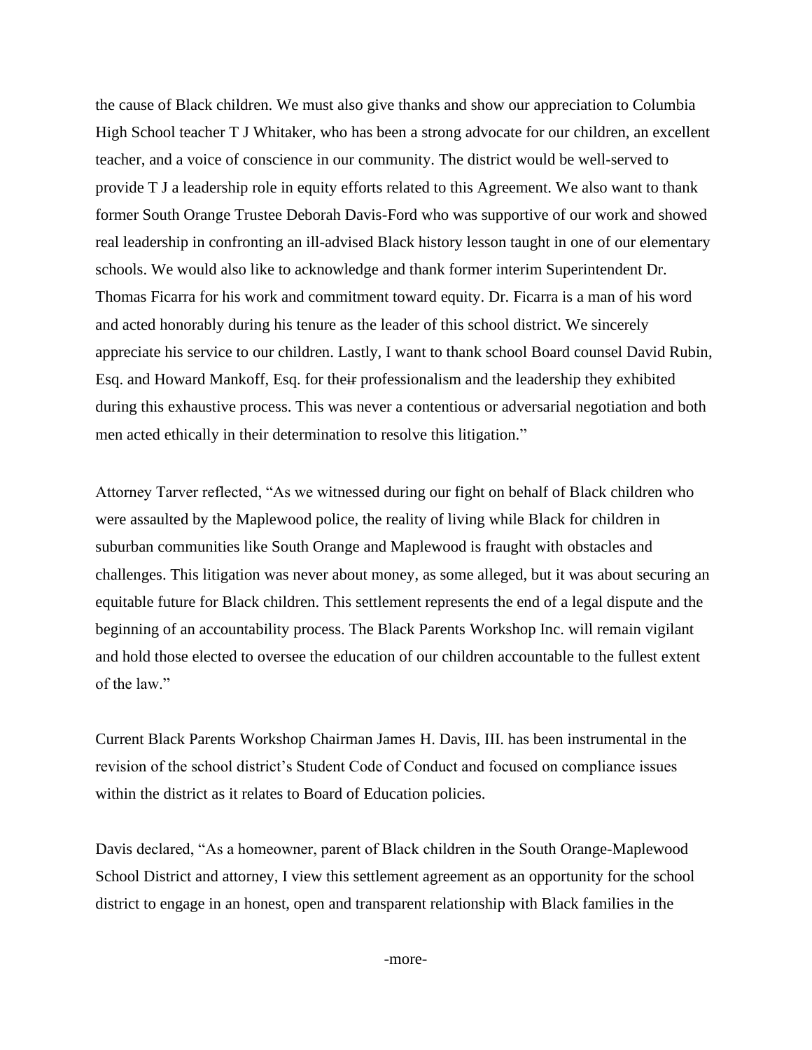the cause of Black children. We must also give thanks and show our appreciation to Columbia High School teacher T J Whitaker, who has been a strong advocate for our children, an excellent teacher, and a voice of conscience in our community. The district would be well-served to provide T J a leadership role in equity efforts related to this Agreement. We also want to thank former South Orange Trustee Deborah Davis-Ford who was supportive of our work and showed real leadership in confronting an ill-advised Black history lesson taught in one of our elementary schools. We would also like to acknowledge and thank former interim Superintendent Dr. Thomas Ficarra for his work and commitment toward equity. Dr. Ficarra is a man of his word and acted honorably during his tenure as the leader of this school district. We sincerely appreciate his service to our children. Lastly, I want to thank school Board counsel David Rubin, Esq. and Howard Mankoff, Esq. for the~~ir~~ professionalism and the leadership they exhibited during this exhaustive process. This was never a contentious or adversarial negotiation and both men acted ethically in their determination to resolve this litigation."

Attorney Tarver reflected, "As we witnessed during our fight on behalf of Black children who were assaulted by the Maplewood police, the reality of living while Black for children in suburban communities like South Orange and Maplewood is fraught with obstacles and challenges. This litigation was never about money, as some alleged, but it was about securing an equitable future for Black children. This settlement represents the end of a legal dispute and the beginning of an accountability process. The Black Parents Workshop Inc. will remain vigilant and hold those elected to oversee the education of our children accountable to the fullest extent of the law."

Current Black Parents Workshop Chairman James H. Davis, III. has been instrumental in the revision of the school district's Student Code of Conduct and focused on compliance issues within the district as it relates to Board of Education policies.

Davis declared, "As a homeowner, parent of Black children in the South Orange-Maplewood School District and attorney, I view this settlement agreement as an opportunity for the school district to engage in an honest, open and transparent relationship with Black families in the

-more-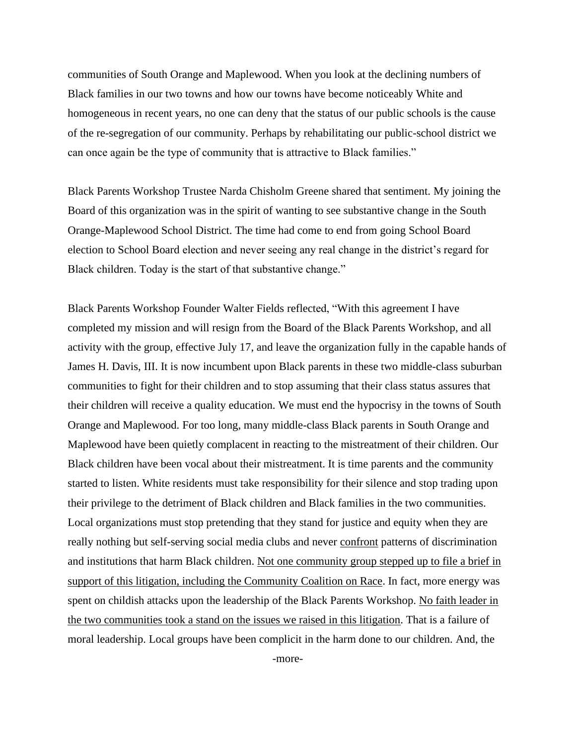communities of South Orange and Maplewood. When you look at the declining numbers of Black families in our two towns and how our towns have become noticeably White and homogeneous in recent years, no one can deny that the status of our public schools is the cause of the re-segregation of our community. Perhaps by rehabilitating our public-school district we can once again be the type of community that is attractive to Black families."

Black Parents Workshop Trustee Narda Chisholm Greene shared that sentiment. My joining the Board of this organization was in the spirit of wanting to see substantive change in the South Orange-Maplewood School District. The time had come to end from going School Board election to School Board election and never seeing any real change in the district's regard for Black children. Today is the start of that substantive change."

Black Parents Workshop Founder Walter Fields reflected, "With this agreement I have completed my mission and will resign from the Board of the Black Parents Workshop, and all activity with the group, effective July 17, and leave the organization fully in the capable hands of James H. Davis, III. It is now incumbent upon Black parents in these two middle-class suburban communities to fight for their children and to stop assuming that their class status assures that their children will receive a quality education. We must end the hypocrisy in the towns of South Orange and Maplewood. For too long, many middle-class Black parents in South Orange and Maplewood have been quietly complacent in reacting to the mistreatment of their children. Our Black children have been vocal about their mistreatment. It is time parents and the community started to listen. White residents must take responsibility for their silence and stop trading upon their privilege to the detriment of Black children and Black families in the two communities. Local organizations must stop pretending that they stand for justice and equity when they are really nothing but self-serving social media clubs and never <u>confront</u> patterns of discrimination and institutions that harm Black children. <u>Not one community group stepped up to file a brief in support of this litigation, including the Community Coalition on Race</u>. In fact, more energy was spent on childish attacks upon the leadership of the Black Parents Workshop. <u>No faith leader in the two communities took a stand on the issues we raised in this litigation</u>. That is a failure of moral leadership. Local groups have been complicit in the harm done to our children. And, the

-more-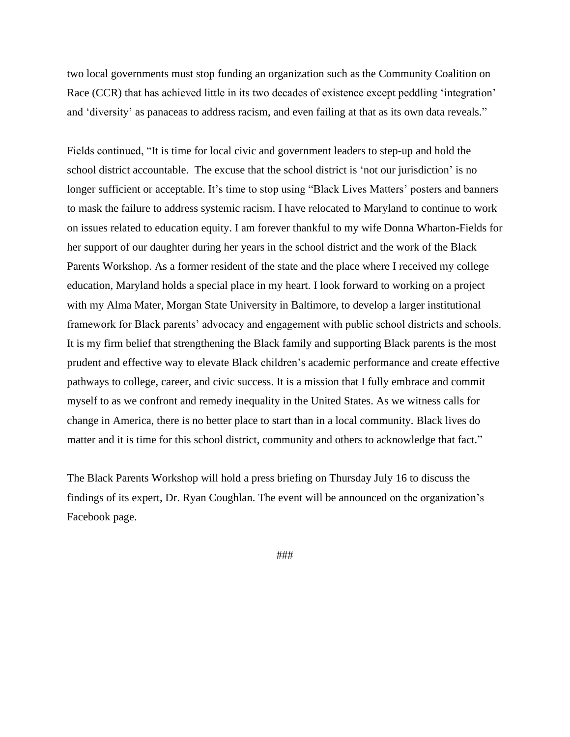two local governments must stop funding an organization such as the Community Coalition on Race (CCR) that has achieved little in its two decades of existence except peddling 'integration' and 'diversity' as panaceas to address racism, and even failing at that as its own data reveals."

Fields continued, "It is time for local civic and government leaders to step-up and hold the school district accountable. The excuse that the school district is 'not our jurisdiction' is no longer sufficient or acceptable. It's time to stop using "Black Lives Matters' posters and banners to mask the failure to address systemic racism. I have relocated to Maryland to continue to work on issues related to education equity. I am forever thankful to my wife Donna Wharton-Fields for her support of our daughter during her years in the school district and the work of the Black Parents Workshop. As a former resident of the state and the place where I received my college education, Maryland holds a special place in my heart. I look forward to working on a project with my Alma Mater, Morgan State University in Baltimore, to develop a larger institutional framework for Black parents' advocacy and engagement with public school districts and schools. It is my firm belief that strengthening the Black family and supporting Black parents is the most prudent and effective way to elevate Black children's academic performance and create effective pathways to college, career, and civic success. It is a mission that I fully embrace and commit myself to as we confront and remedy inequality in the United States. As we witness calls for change in America, there is no better place to start than in a local community. Black lives do matter and it is time for this school district, community and others to acknowledge that fact."

The Black Parents Workshop will hold a press briefing on Thursday July 16 to discuss the findings of its expert, Dr. Ryan Coughlan. The event will be announced on the organization's Facebook page.

###